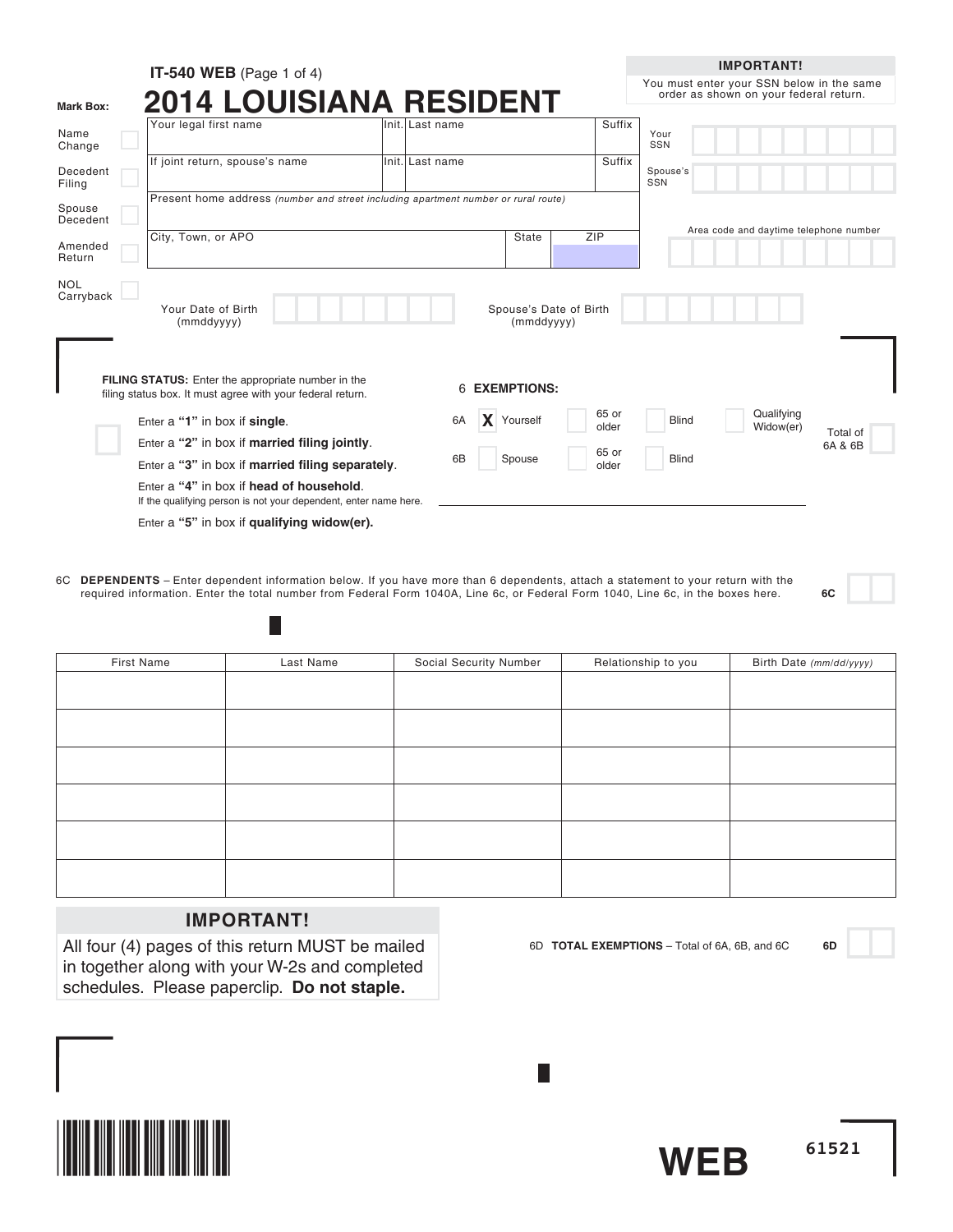**IT-540 WEB** (Page 1 of 4)

# 2014 LOUISIANA RESIDENT

**IMPORTANT!**
You must enter your SSN below in the same order as shown on your federal return.

**Mark Box:**

- Name Change ☐
- Decedent Filing ☐
- Spouse Decedent ☐
- Amended Return ☐
- NOL Carryback ☐

| Your legal first name | Init. | Last name | Suffix |
|---|---|---|---|
| If joint return, spouse's name | Init. | Last name | Suffix |

Present home address *(number and street including apartment number or rural route)*

| City, Town, or APO | State | ZIP |
|---|---|---|

Your SSN

Spouse's SSN

Area code and daytime telephone number

Your Date of Birth (mmddyyyy)

Spouse's Date of Birth (mmddyyyy)

**FILING STATUS:** Enter the appropriate number in the filing status box. It must agree with your federal return.

Enter a **"1"** in box if **single**.
Enter a **"2"** in box if **married filing jointly**.
Enter a **"3"** in box if **married filing separately**.
Enter a **"4"** in box if **head of household**.
If the qualifying person is not your dependent, enter name here.
Enter a **"5"** in box if **qualifying widow(er).**

6 **EXEMPTIONS:**

6A [X] Yourself ☐ 65 or older ☐ Blind ☐ Qualifying Widow(er)

6B ☐ Spouse ☐ 65 or older ☐ Blind

Total of 6A & 6B

6C **DEPENDENTS** – Enter dependent information below. If you have more than 6 dependents, attach a statement to your return with the required information. Enter the total number from Federal Form 1040A, Line 6c, or Federal Form 1040, Line 6c, in the boxes here. **6C**

| First Name | Last Name | Social Security Number | Relationship to you | Birth Date *(mm/dd/yyyy)* |
|---|---|---|---|---|
| | | | | |
| | | | | |
| | | | | |
| | | | | |
| | | | | |
| | | | | |

**IMPORTANT!**
All four (4) pages of this return MUST be mailed in together along with your W-2s and completed schedules. Please paperclip. **Do not staple.**

6D **TOTAL EXEMPTIONS** – Total of 6A, 6B, and 6C **6D**

**WEB** 61521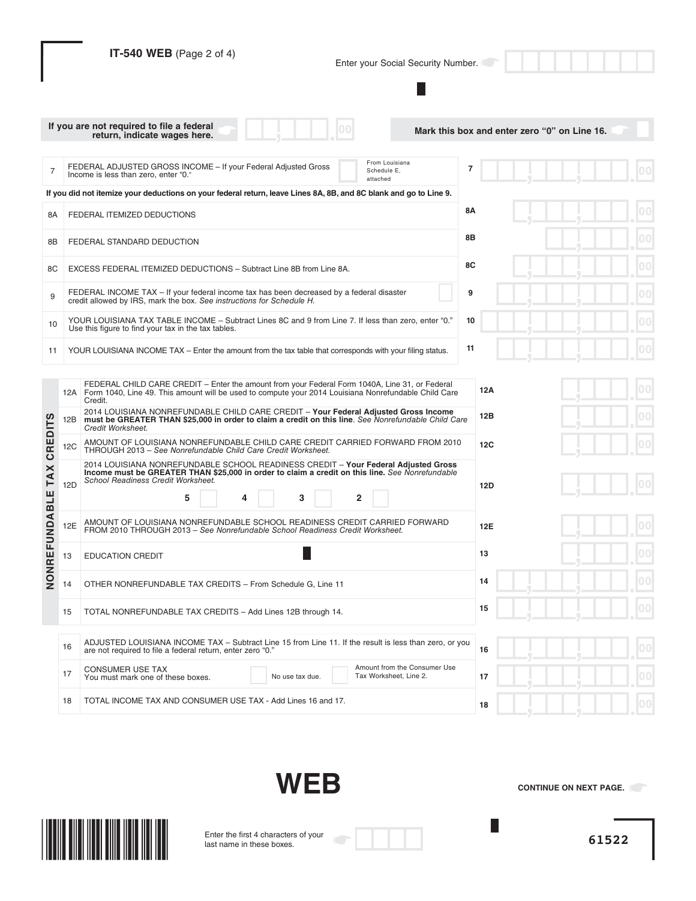**IT-540 WEB** (Page 2 of 4)

Enter your Social Security Number.

If you are not required to file a federal return, indicate wages here. ______ .00

Mark this box and enter zero "0" on Line 16.

| Line | Description | | Amount |
|---|---|---|---|
| 7 | FEDERAL ADJUSTED GROSS INCOME – If your Federal Adjusted Gross Income is less than zero, enter "0." | From Louisiana Schedule E, attached | 7 .00 |

If you did not itemize your deductions on your federal return, leave Lines 8A, 8B, and 8C blank and go to Line 9.

| Line | Description | Amount |
|---|---|---|
| 8A | FEDERAL ITEMIZED DEDUCTIONS | 8A .00 |
| 8B | FEDERAL STANDARD DEDUCTION | 8B .00 |
| 8C | EXCESS FEDERAL ITEMIZED DEDUCTIONS – Subtract Line 8B from Line 8A. | 8C .00 |
| 9 | FEDERAL INCOME TAX – If your federal income tax has been decreased by a federal disaster credit allowed by IRS, mark the box. *See instructions for Schedule H.* | 9 .00 |
| 10 | YOUR LOUISIANA TAX TABLE INCOME – Subtract Lines 8C and 9 from Line 7. If less than zero, enter "0." Use this figure to find your tax in the tax tables. | 10 .00 |
| 11 | YOUR LOUISIANA INCOME TAX – Enter the amount from the tax table that corresponds with your filing status. | 11 .00 |

## NONREFUNDABLE TAX CREDITS

| Line | Description | Amount |
|---|---|---|
| 12A | FEDERAL CHILD CARE CREDIT – Enter the amount from your Federal Form 1040A, Line 31, or Federal Form 1040, Line 49. This amount will be used to compute your 2014 Louisiana Nonrefundable Child Care Credit. | 12A .00 |
| 12B | 2014 LOUISIANA NONREFUNDABLE CHILD CARE CREDIT – **Your Federal Adjusted Gross Income must be GREATER THAN $25,000 in order to claim a credit on this line**. *See Nonrefundable Child Care Credit Worksheet.* | 12B .00 |
| 12C | AMOUNT OF LOUISIANA NONREFUNDABLE CHILD CARE CREDIT CARRIED FORWARD FROM 2010 THROUGH 2013 – *See Nonrefundable Child Care Credit Worksheet.* | 12C .00 |
| 12D | 2014 LOUISIANA NONREFUNDABLE SCHOOL READINESS CREDIT – **Your Federal Adjusted Gross Income must be GREATER THAN $25,000 in order to claim a credit on this line.** *See Nonrefundable School Readiness Credit Worksheet.* 5 ☐ 4 ☐ 3 ☐ 2 ☐ | 12D .00 |
| 12E | AMOUNT OF LOUISIANA NONREFUNDABLE SCHOOL READINESS CREDIT CARRIED FORWARD FROM 2010 THROUGH 2013 – *See Nonrefundable School Readiness Credit Worksheet.* | 12E .00 |
| 13 | EDUCATION CREDIT | 13 .00 |
| 14 | OTHER NONREFUNDABLE TAX CREDITS – From Schedule G, Line 11 | 14 .00 |
| 15 | TOTAL NONREFUNDABLE TAX CREDITS – Add Lines 12B through 14. | 15 .00 |

| Line | Description | | Amount |
|---|---|---|---|
| 16 | ADJUSTED LOUISIANA INCOME TAX – Subtract Line 15 from Line 11. If the result is less than zero, or you are not required to file a federal return, enter zero "0." | | 16 .00 |
| 17 | CONSUMER USE TAX You must mark one of these boxes. | ☐ No use tax due. ☐ Amount from the Consumer Use Tax Worksheet, Line 2. | 17 .00 |
| 18 | TOTAL INCOME TAX AND CONSUMER USE TAX - Add Lines 16 and 17. | | 18 .00 |

**WEB**

**CONTINUE ON NEXT PAGE.**

Enter the first 4 characters of your last name in these boxes.

61522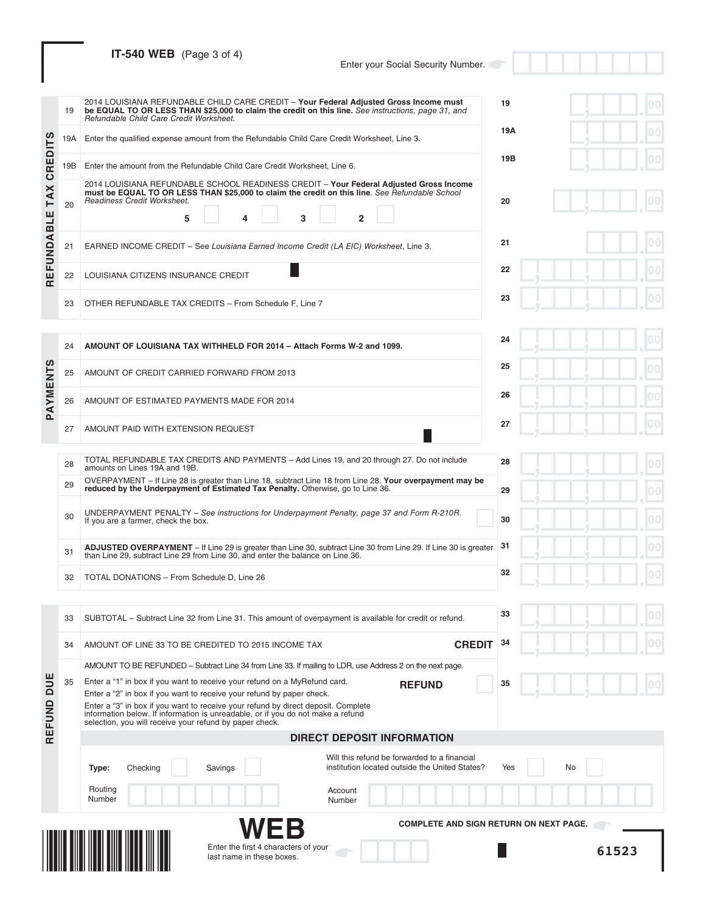**IT-540 WEB** (Page 3 of 4)

Enter your Social Security Number.

## REFUNDABLE TAX CREDITS

| Line | Description | | Amount |
|---|---|---|---|
| 19 | 2014 LOUISIANA REFUNDABLE CHILD CARE CREDIT – **Your Federal Adjusted Gross Income must be EQUAL TO OR LESS THAN $25,000 to claim the credit on this line.** *See instructions, page 31, and Refundable Child Care Credit Worksheet.* | 19 | .00 |
| 19A | Enter the qualified expense amount from the Refundable Child Care Credit Worksheet, Line 3. | 19A | .00 |
| 19B | Enter the amount from the Refundable Child Care Credit Worksheet, Line 6. | 19B | .00 |
| 20 | 2014 LOUISIANA REFUNDABLE SCHOOL READINESS CREDIT – **Your Federal Adjusted Gross Income must be EQUAL TO OR LESS THAN $25,000 to claim the credit on this line**. *See Refundable School Readiness Credit Worksheet.* 5 ☐ 4 ☐ 3 ☐ 2 ☐ | 20 | .00 |
| 21 | EARNED INCOME CREDIT – See *Louisiana Earned Income Credit (LA EIC) Worksheet*, Line 3. | 21 | .00 |
| 22 | LOUISIANA CITIZENS INSURANCE CREDIT | 22 | .00 |
| 23 | OTHER REFUNDABLE TAX CREDITS – From Schedule F, Line 7 | 23 | .00 |

## PAYMENTS

| Line | Description | | Amount |
|---|---|---|---|
| 24 | **AMOUNT OF LOUISIANA TAX WITHHELD FOR 2014 – Attach Forms W-2 and 1099.** | 24 | .00 |
| 25 | AMOUNT OF CREDIT CARRIED FORWARD FROM 2013 | 25 | .00 |
| 26 | AMOUNT OF ESTIMATED PAYMENTS MADE FOR 2014 | 26 | .00 |
| 27 | AMOUNT PAID WITH EXTENSION REQUEST | 27 | .00 |

| Line | Description | | Amount |
|---|---|---|---|
| 28 | TOTAL REFUNDABLE TAX CREDITS AND PAYMENTS – Add Lines 19, and 20 through 27. Do not include amounts on Lines 19A and 19B. | 28 | .00 |
| 29 | OVERPAYMENT – If Line 28 is greater than Line 18, subtract Line 18 from Line 28. **Your overpayment may be reduced by the Underpayment of Estimated Tax Penalty.** Otherwise, go to Line 36. | 29 | .00 |
| 30 | UNDERPAYMENT PENALTY – *See instructions for Underpayment Penalty, page 37 and Form R-210R.* If you are a farmer, check the box. ☐ | 30 | .00 |
| 31 | **ADJUSTED OVERPAYMENT** – If Line 29 is greater than Line 30, subtract Line 30 from Line 29. If Line 30 is greater than Line 29, subtract Line 29 from Line 30, and enter the balance on Line 36. | 31 | .00 |
| 32 | TOTAL DONATIONS – From Schedule D, Line 26 | 32 | .00 |

## REFUND DUE

| Line | Description | | Amount |
|---|---|---|---|
| 33 | SUBTOTAL – Subtract Line 32 from Line 31. This amount of overpayment is available for credit or refund. | 33 | .00 |
| 34 | AMOUNT OF LINE 33 TO BE CREDITED TO 2015 INCOME TAX **CREDIT** | 34 | .00 |
| 35 | AMOUNT TO BE REFUNDED – Subtract Line 34 from Line 33. If mailing to LDR, use Address 2 on the next page. Enter a "1" in box if you want to receive your refund on a MyRefund card. Enter a "2" in box if you want to receive your refund by paper check. Enter a "3" in box if you want to receive your refund by direct deposit. Complete information below. If information is unreadable, or if you do not make a refund selection, you will receive your refund by paper check. **REFUND** ☐ | 35 | .00 |

### DIRECT DEPOSIT INFORMATION

**Type:** Checking ☐ Savings ☐

Will this refund be forwarded to a financial institution located outside the United States? Yes ☐ No ☐

Routing Number

Account Number

**WEB**

Enter the first 4 characters of your last name in these boxes.

**COMPLETE AND SIGN RETURN ON NEXT PAGE.**

61523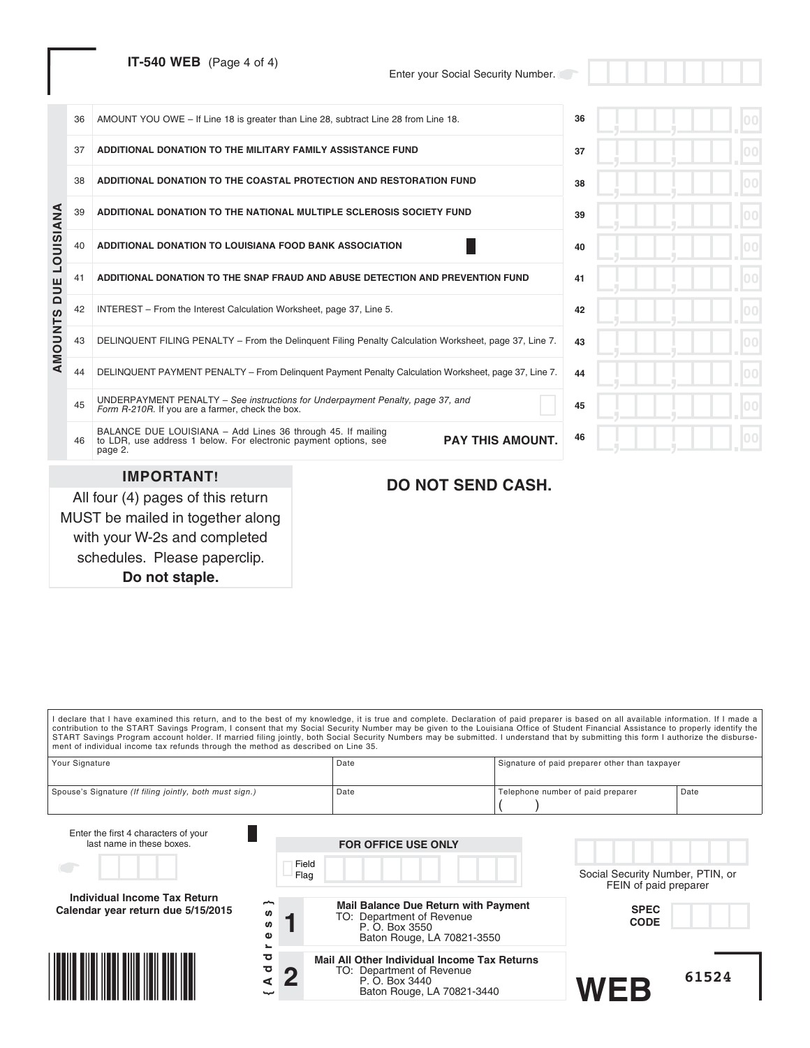**IT-540 WEB** (Page 4 of 4)

Enter your Social Security Number.

## AMOUNTS DUE LOUISIANA

| Line | Description | Line | Amount |
|---|---|---|---|
| 36 | AMOUNT YOU OWE – If Line 18 is greater than Line 28, subtract Line 28 from Line 18. | 36 | .00 |
| 37 | **ADDITIONAL DONATION TO THE MILITARY FAMILY ASSISTANCE FUND** | 37 | .00 |
| 38 | **ADDITIONAL DONATION TO THE COASTAL PROTECTION AND RESTORATION FUND** | 38 | .00 |
| 39 | **ADDITIONAL DONATION TO THE NATIONAL MULTIPLE SCLEROSIS SOCIETY FUND** | 39 | .00 |
| 40 | **ADDITIONAL DONATION TO LOUISIANA FOOD BANK ASSOCIATION** | 40 | .00 |
| 41 | **ADDITIONAL DONATION TO THE SNAP FRAUD AND ABUSE DETECTION AND PREVENTION FUND** | 41 | .00 |
| 42 | INTEREST – From the Interest Calculation Worksheet, page 37, Line 5. | 42 | .00 |
| 43 | DELINQUENT FILING PENALTY – From the Delinquent Filing Penalty Calculation Worksheet, page 37, Line 7. | 43 | .00 |
| 44 | DELINQUENT PAYMENT PENALTY – From Delinquent Payment Penalty Calculation Worksheet, page 37, Line 7. | 44 | .00 |
| 45 | UNDERPAYMENT PENALTY – *See instructions for Underpayment Penalty, page 37, and Form R-210R.* If you are a farmer, check the box. ☐ | 45 | .00 |
| 46 | BALANCE DUE LOUISIANA – Add Lines 36 through 45. If mailing to LDR, use address 1 below. For electronic payment options, see page 2. **PAY THIS AMOUNT.** | 46 | .00 |

**IMPORTANT!**
All four (4) pages of this return MUST be mailed in together along with your W-2s and completed schedules. Please paperclip. **Do not staple.**

**DO NOT SEND CASH.**

I declare that I have examined this return, and to the best of my knowledge, it is true and complete. Declaration of paid preparer is based on all available information. If I made a contribution to the START Savings Program, I consent that my Social Security Number may be given to the Louisiana Office of Student Financial Assistance to properly identify the START Savings Program account holder. If married filing jointly, both Social Security Numbers may be submitted. I understand that by submitting this form I authorize the disbursement of individual income tax refunds through the method as described on Line 35.

| Your Signature | Date | Signature of paid preparer other than taxpayer | |
|---|---|---|---|
| Spouse's Signature *(If filing jointly, both must sign.)* | Date | Telephone number of paid preparer ( ) | Date |

Enter the first 4 characters of your last name in these boxes.

**FOR OFFICE USE ONLY**
Field Flag

Social Security Number, PTIN, or FEIN of paid preparer

**SPEC CODE**

**Individual Income Tax Return**
**Calendar year return due 5/15/2015**

{Address}

**1** **Mail Balance Due Return with Payment**
TO: Department of Revenue
P. O. Box 3550
Baton Rouge, LA 70821-3550

**2** **Mail All Other Individual Income Tax Returns**
TO: Department of Revenue
P. O. Box 3440
Baton Rouge, LA 70821-3440

**WEB** 61524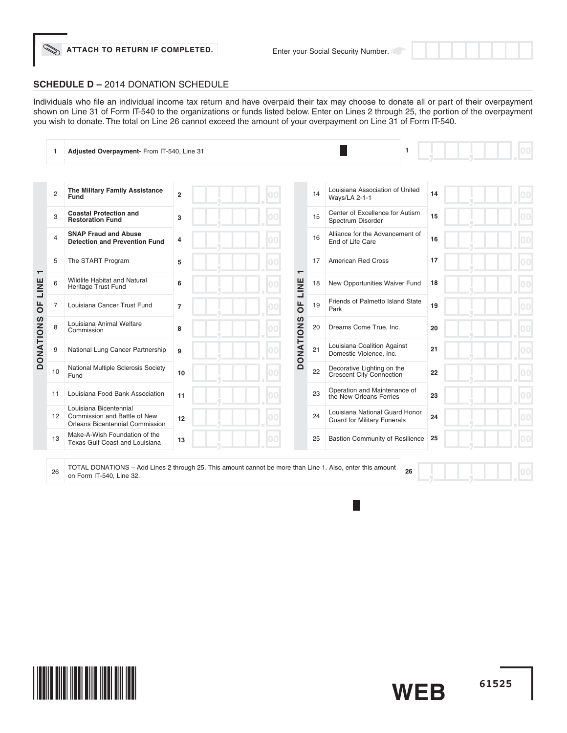ATTACH TO RETURN IF COMPLETED.

Enter your Social Security Number.

## SCHEDULE D – 2014 DONATION SCHEDULE

Individuals who file an individual income tax return and have overpaid their tax may choose to donate all or part of their overpayment shown on Line 31 of Form IT-540 to the organizations or funds listed below. Enter on Lines 2 through 25, the portion of the overpayment you wish to donate. The total on Line 26 cannot exceed the amount of your overpayment on Line 31 of Form IT-540.

| Line | Description | | Amount |
|---|---|---|---|
| 1 | **Adjusted Overpayment-** From IT-540, Line 31 | 1 | .00 |

**DONATIONS OF LINE 1**

| Line | Organization/Fund | | Amount |
|---|---|---|---|
| 2 | **The Military Family Assistance Fund** | 2 | .00 |
| 3 | **Coastal Protection and Restoration Fund** | 3 | .00 |
| 4 | **SNAP Fraud and Abuse Detection and Prevention Fund** | 4 | .00 |
| 5 | The START Program | 5 | .00 |
| 6 | Wildlife Habitat and Natural Heritage Trust Fund | 6 | .00 |
| 7 | Louisiana Cancer Trust Fund | 7 | .00 |
| 8 | Louisiana Animal Welfare Commission | 8 | .00 |
| 9 | National Lung Cancer Partnership | 9 | .00 |
| 10 | National Multiple Sclerosis Society Fund | 10 | .00 |
| 11 | Louisiana Food Bank Association | 11 | .00 |
| 12 | Louisiana Bicentennial Commission and Battle of New Orleans Bicentennial Commission | 12 | .00 |
| 13 | Make-A-Wish Foundation of the Texas Gulf Coast and Louisiana | 13 | .00 |
| 14 | Louisiana Association of United Ways/LA 2-1-1 | 14 | .00 |
| 15 | Center of Excellence for Autism Spectrum Disorder | 15 | .00 |
| 16 | Alliance for the Advancement of End of Life Care | 16 | .00 |
| 17 | American Red Cross | 17 | .00 |
| 18 | New Opportunities Waiver Fund | 18 | .00 |
| 19 | Friends of Palmetto Island State Park | 19 | .00 |
| 20 | Dreams Come True, Inc. | 20 | .00 |
| 21 | Louisiana Coalition Against Domestic Violence, Inc. | 21 | .00 |
| 22 | Decorative Lighting on the Crescent City Connection | 22 | .00 |
| 23 | Operation and Maintenance of the New Orleans Ferries | 23 | .00 |
| 24 | Louisiana National Guard Honor Guard for Military Funerals | 24 | .00 |
| 25 | Bastion Community of Resilience | 25 | .00 |

| Line | Description | | Amount |
|---|---|---|---|
| 26 | TOTAL DONATIONS – Add Lines 2 through 25. This amount cannot be more than Line 1. Also, enter this amount on Form IT-540, Line 32. | 26 | .00 |

WEB 61525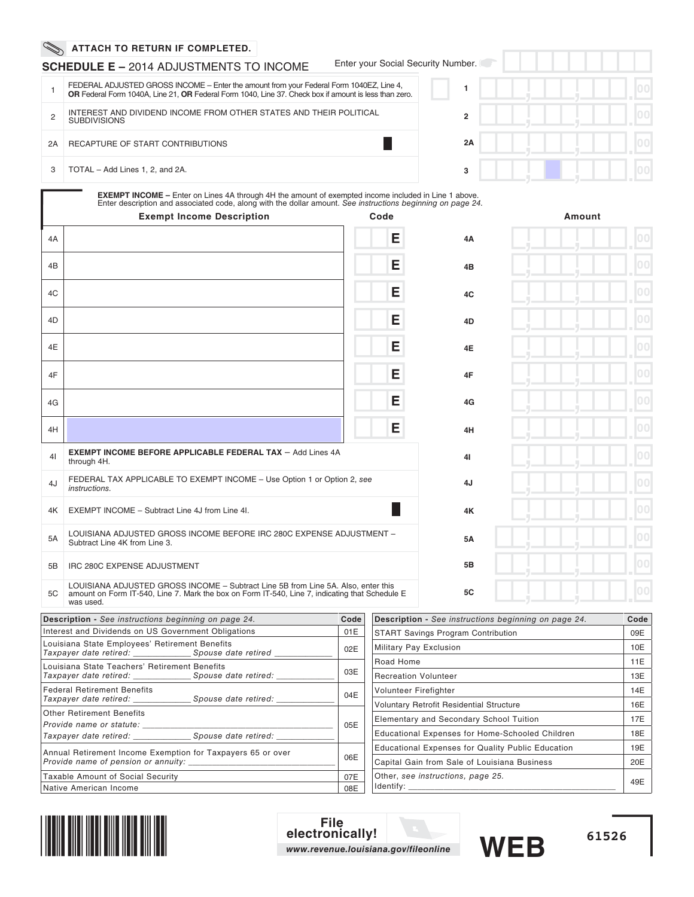ATTACH TO RETURN IF COMPLETED.

## SCHEDULE E – 2014 ADJUSTMENTS TO INCOME

Enter your Social Security Number.

| | | | |
|---|---|---|---|
| 1 | FEDERAL ADJUSTED GROSS INCOME – Enter the amount from your Federal Form 1040EZ, Line 4, **OR** Federal Form 1040A, Line 21, **OR** Federal Form 1040, Line 37. Check box if amount is less than zero. | 1 | .00 |
| 2 | INTEREST AND DIVIDEND INCOME FROM OTHER STATES AND THEIR POLITICAL SUBDIVISIONS | 2 | .00 |
| 2A | RECAPTURE OF START CONTRIBUTIONS | 2A | .00 |
| 3 | TOTAL – Add Lines 1, 2, and 2A. | 3 | .00 |

**EXEMPT INCOME –** Enter on Lines 4A through 4H the amount of exempted income included in Line 1 above. Enter description and associated code, along with the dollar amount. *See instructions beginning on page 24.*

| | Exempt Income Description | Code | | Amount |
|---|---|---|---|---|
| 4A | | E | 4A | .00 |
| 4B | | E | 4B | .00 |
| 4C | | E | 4C | .00 |
| 4D | | E | 4D | .00 |
| 4E | | E | 4E | .00 |
| 4F | | E | 4F | .00 |
| 4G | | E | 4G | .00 |
| 4H | | E | 4H | .00 |

| | | | |
|---|---|---|---|
| 4I | **EXEMPT INCOME BEFORE APPLICABLE FEDERAL TAX** – Add Lines 4A through 4H. | 4I | .00 |
| 4J | FEDERAL TAX APPLICABLE TO EXEMPT INCOME – Use Option 1 or Option 2, *see instructions.* | 4J | .00 |
| 4K | EXEMPT INCOME – Subtract Line 4J from Line 4I. | 4K | .00 |
| 5A | LOUISIANA ADJUSTED GROSS INCOME BEFORE IRC 280C EXPENSE ADJUSTMENT – Subtract Line 4K from Line 3. | 5A | .00 |
| 5B | IRC 280C EXPENSE ADJUSTMENT | 5B | .00 |
| 5C | LOUISIANA ADJUSTED GROSS INCOME – Subtract Line 5B from Line 5A. Also, enter this amount on Form IT-540, Line 7. Mark the box on Form IT-540, Line 7, indicating that Schedule E was used. | 5C | .00 |

| Description - *See instructions beginning on page 24.* | Code |
|---|---|
| Interest and Dividends on US Government Obligations | 01E |
| Louisiana State Employees' Retirement Benefits *Taxpayer date retired: \_\_\_\_\_\_\_\_\_\_\_\_ Spouse date retired \_\_\_\_\_\_\_\_\_\_\_\_* | 02E |
| Louisiana State Teachers' Retirement Benefits *Taxpayer date retired: \_\_\_\_\_\_\_\_\_\_\_\_ Spouse date retired: \_\_\_\_\_\_\_\_\_\_\_\_* | 03E |
| Federal Retirement Benefits *Taxpayer date retired: \_\_\_\_\_\_\_\_\_\_\_\_ Spouse date retired: \_\_\_\_\_\_\_\_\_\_\_\_* | 04E |
| Other Retirement Benefits *Provide name or statute: \_\_\_\_\_\_\_\_\_\_\_\_ Taxpayer date retired: \_\_\_\_\_\_\_\_\_\_\_\_ Spouse date retired: \_\_\_\_\_\_\_\_\_\_\_\_* | 05E |
| Annual Retirement Income Exemption for Taxpayers 65 or over *Provide name of pension or annuity: \_\_\_\_\_\_\_\_\_\_\_\_* | 06E |
| Taxable Amount of Social Security | 07E |
| Native American Income | 08E |

| Description - *See instructions beginning on page 24.* | Code |
|---|---|
| START Savings Program Contribution | 09E |
| Military Pay Exclusion | 10E |
| Road Home | 11E |
| Recreation Volunteer | 13E |
| Volunteer Firefighter | 14E |
| Voluntary Retrofit Residential Structure | 16E |
| Elementary and Secondary School Tuition | 17E |
| Educational Expenses for Home-Schooled Children | 18E |
| Educational Expenses for Quality Public Education | 19E |
| Capital Gain from Sale of Louisiana Business | 20E |
| Other, *see instructions, page 25.* Identify: \_\_\_\_\_\_\_\_\_\_\_\_ | 49E |

File electronically!
*www.revenue.louisiana.gov/fileonline*

WEB

61526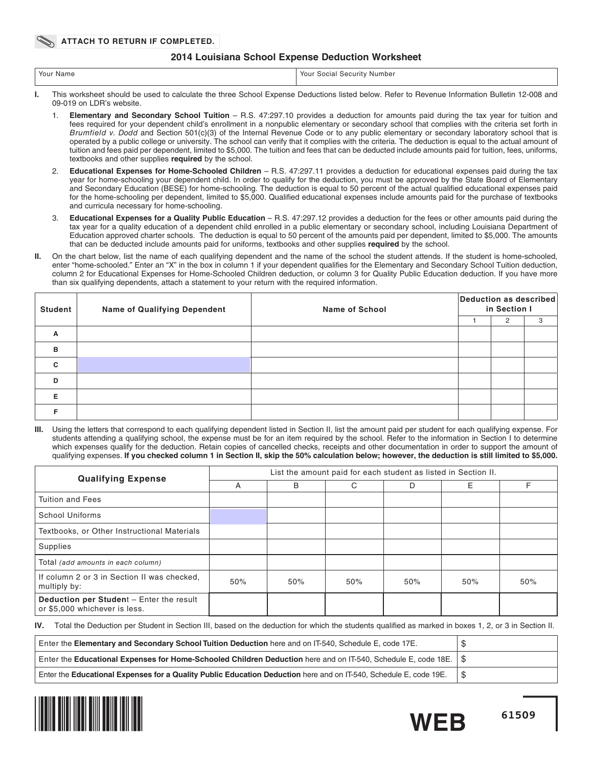ATTACH TO RETURN IF COMPLETED.

## 2014 Louisiana School Expense Deduction Worksheet

| Your Name | Your Social Security Number |
|---|---|
| | |

**I.** This worksheet should be used to calculate the three School Expense Deductions listed below. Refer to Revenue Information Bulletin 12-008 and 09-019 on LDR's website.

1. **Elementary and Secondary School Tuition** – R.S. 47:297.10 provides a deduction for amounts paid during the tax year for tuition and fees required for your dependent child's enrollment in a nonpublic elementary or secondary school that complies with the criteria set forth in *Brumfield v. Dodd* and Section 501(c)(3) of the Internal Revenue Code or to any public elementary or secondary laboratory school that is operated by a public college or university. The school can verify that it complies with the criteria. The deduction is equal to the actual amount of tuition and fees paid per dependent, limited to $5,000. The tuition and fees that can be deducted include amounts paid for tuition, fees, uniforms, textbooks and other supplies **required** by the school.
2. **Educational Expenses for Home-Schooled Children** – R.S. 47:297.11 provides a deduction for educational expenses paid during the tax year for home-schooling your dependent child. In order to qualify for the deduction, you must be approved by the State Board of Elementary and Secondary Education (BESE) for home-schooling. The deduction is equal to 50 percent of the actual qualified educational expenses paid for the home-schooling per dependent, limited to $5,000. Qualified educational expenses include amounts paid for the purchase of textbooks and curricula necessary for home-schooling.
3. **Educational Expenses for a Quality Public Education** – R.S. 47:297.12 provides a deduction for the fees or other amounts paid during the tax year for a quality education of a dependent child enrolled in a public elementary or secondary school, including Louisiana Department of Education approved charter schools. The deduction is equal to 50 percent of the amounts paid per dependent, limited to $5,000. The amounts that can be deducted include amounts paid for uniforms, textbooks and other supplies **required** by the school.

**II.** On the chart below, list the name of each qualifying dependent and the name of the school the student attends. If the student is home-schooled, enter "home-schooled." Enter an "X" in the box in column 1 if your dependent qualifies for the Elementary and Secondary School Tuition deduction, column 2 for Educational Expenses for Home-Schooled Children deduction, or column 3 for Quality Public Education deduction. If you have more than six qualifying dependents, attach a statement to your return with the required information.

| Student | Name of Qualifying Dependent | Name of School | Deduction as described in Section I | | |
|---|---|---|---|---|---|
| | | | 1 | 2 | 3 |
| A | | | | | |
| B | | | | | |
| C | | | | | |
| D | | | | | |
| E | | | | | |
| F | | | | | |

**III.** Using the letters that correspond to each qualifying dependent listed in Section II, list the amount paid per student for each qualifying expense. For students attending a qualifying school, the expense must be for an item required by the school. Refer to the information in Section I to determine which expenses qualify for the deduction. Retain copies of cancelled checks, receipts and other documentation in order to support the amount of qualifying expenses. **If you checked column 1 in Section II, skip the 50% calculation below; however, the deduction is still limited to $5,000.**

| Qualifying Expense | List the amount paid for each student as listed in Section II. | | | | | |
|---|---|---|---|---|---|---|
| | A | B | C | D | E | F |
| Tuition and Fees | | | | | | |
| School Uniforms | | | | | | |
| Textbooks, or Other Instructional Materials | | | | | | |
| Supplies | | | | | | |
| Total *(add amounts in each column)* | | | | | | |
| If column 2 or 3 in Section II was checked, multiply by: | 50% | 50% | 50% | 50% | 50% | 50% |
| **Deduction per Student** – Enter the result or $5,000 whichever is less. | | | | | | |

**IV.** Total the Deduction per Student in Section III, based on the deduction for which the students qualified as marked in boxes 1, 2, or 3 in Section II.

| | |
|---|---|
| Enter the **Elementary and Secondary School Tuition Deduction** here and on IT-540, Schedule E, code 17E. | $ |
| Enter the **Educational Expenses for Home-Schooled Children Deduction** here and on IT-540, Schedule E, code 18E. | $ |
| Enter the **Educational Expenses for a Quality Public Education Deduction** here and on IT-540, Schedule E, code 19E. | $ |

WEB 61509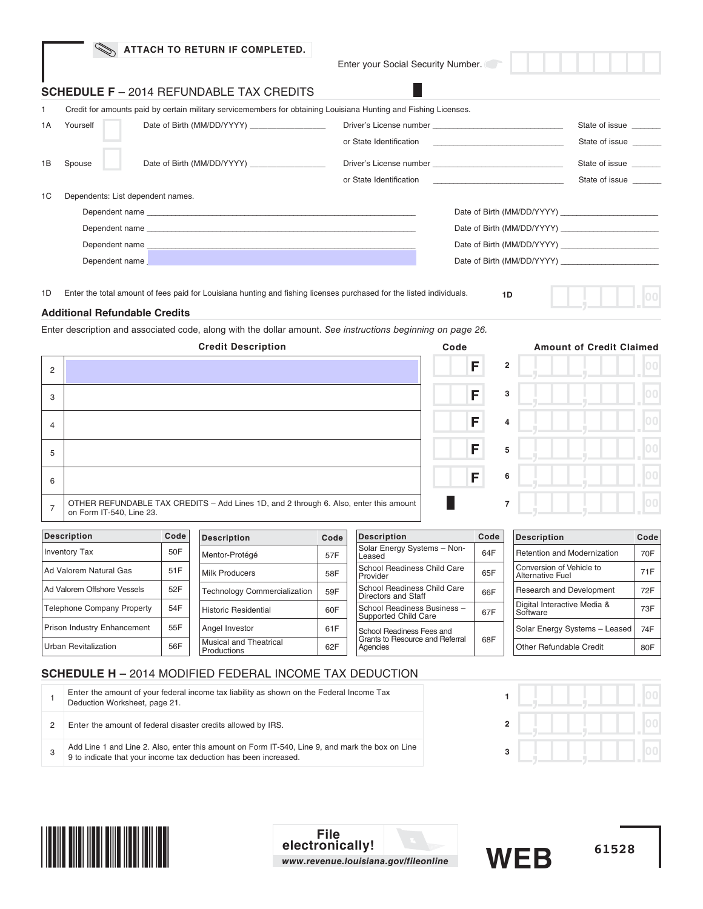ATTACH TO RETURN IF COMPLETED.

Enter your Social Security Number.

## SCHEDULE F – 2014 REFUNDABLE TAX CREDITS

1 Credit for amounts paid by certain military servicemembers for obtaining Louisiana Hunting and Fishing Licenses.

1A Yourself ☐ Date of Birth (MM/DD/YYYY) ________________ Driver's License number ____________________________ State of issue ______

or State Identification ____________________________ State of issue ______

1B Spouse ☐ Date of Birth (MM/DD/YYYY) ________________ Driver's License number ____________________________ State of issue ______

or State Identification ____________________________ State of issue ______

1C Dependents: List dependent names.

Dependent name ____________________________ Date of Birth (MM/DD/YYYY) ____________________

Dependent name ____________________________ Date of Birth (MM/DD/YYYY) ____________________

Dependent name ____________________________ Date of Birth (MM/DD/YYYY) ____________________

Dependent name ____________________________ Date of Birth (MM/DD/YYYY) ____________________

1D Enter the total amount of fees paid for Louisiana hunting and fishing licenses purchased for the listed individuals. **1D** ______.00

### Additional Refundable Credits

Enter description and associated code, along with the dollar amount. *See instructions beginning on page 26.*

| | Credit Description | Code | | Amount of Credit Claimed |
|---|---|---|---|---|
| 2 | | F | 2 | .00 |
| 3 | | F | 3 | .00 |
| 4 | | F | 4 | .00 |
| 5 | | F | 5 | .00 |
| 6 | | F | 6 | .00 |
| 7 | OTHER REFUNDABLE TAX CREDITS – Add Lines 1D, and 2 through 6. Also, enter this amount on Form IT-540, Line 23. | | 7 | .00 |

| Description | Code | Description | Code | Description | Code | Description | Code |
|---|---|---|---|---|---|---|---|
| Inventory Tax | 50F | Mentor-Protégé | 57F | Solar Energy Systems – Non-Leased | 64F | Retention and Modernization | 70F |
| Ad Valorem Natural Gas | 51F | Milk Producers | 58F | School Readiness Child Care Provider | 65F | Conversion of Vehicle to Alternative Fuel | 71F |
| Ad Valorem Offshore Vessels | 52F | Technology Commercialization | 59F | School Readiness Child Care Directors and Staff | 66F | Research and Development | 72F |
| Telephone Company Property | 54F | Historic Residential | 60F | School Readiness Business – Supported Child Care | 67F | Digital Interactive Media & Software | 73F |
| Prison Industry Enhancement | 55F | Angel Investor | 61F | School Readiness Fees and Grants to Resource and Referral Agencies | 68F | Solar Energy Systems – Leased | 74F |
| Urban Revitalization | 56F | Musical and Theatrical Productions | 62F | | | Other Refundable Credit | 80F |

## SCHEDULE H – 2014 MODIFIED FEDERAL INCOME TAX DEDUCTION

| | | | |
|---|---|---|---|
| 1 | Enter the amount of your federal income tax liability as shown on the Federal Income Tax Deduction Worksheet, page 21. | 1 | .00 |
| 2 | Enter the amount of federal disaster credits allowed by IRS. | 2 | .00 |
| 3 | Add Line 1 and Line 2. Also, enter this amount on Form IT-540, Line 9, and mark the box on Line 9 to indicate that your income tax deduction has been increased. | 3 | .00 |

File electronically!
www.revenue.louisiana.gov/fileonline

WEB 61528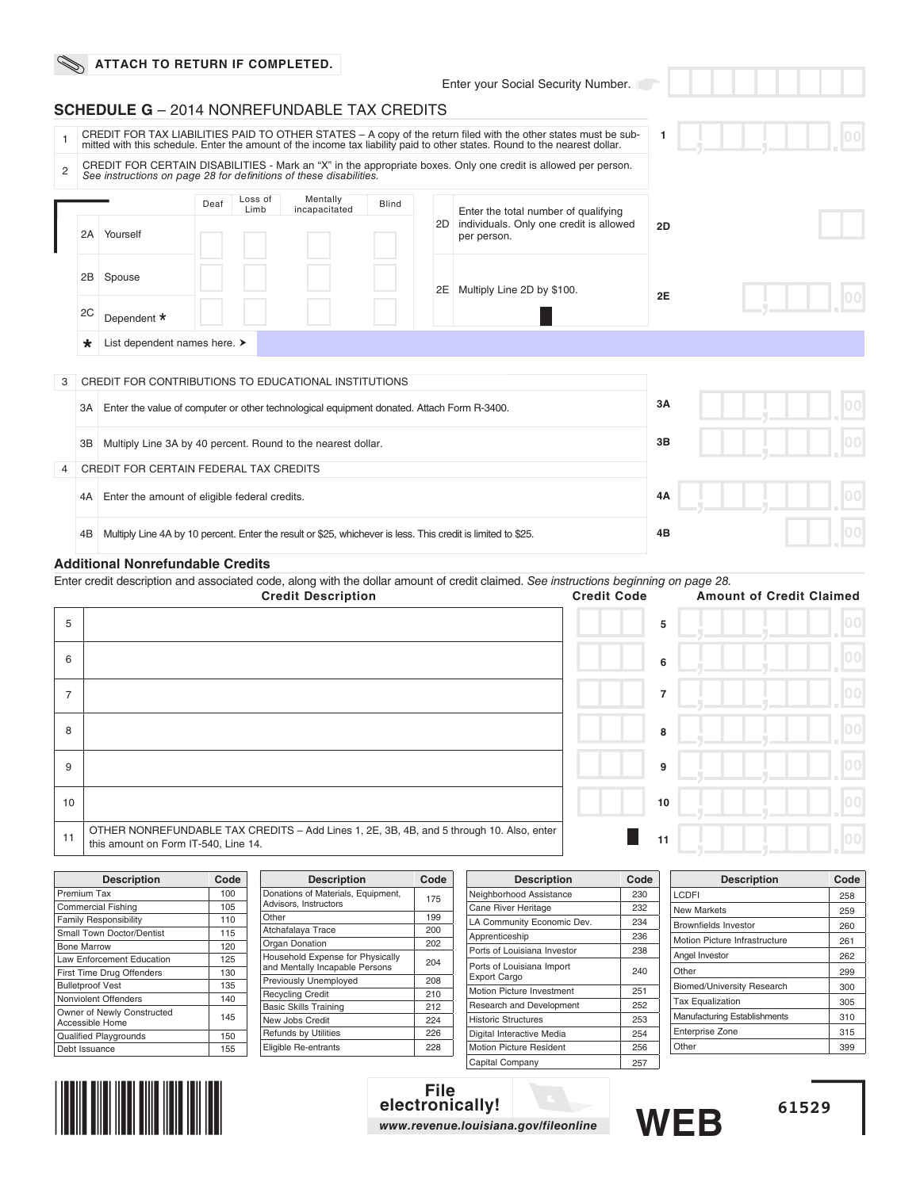ATTACH TO RETURN IF COMPLETED.

Enter your Social Security Number.

## SCHEDULE G – 2014 NONREFUNDABLE TAX CREDITS

1 CREDIT FOR TAX LIABILITIES PAID TO OTHER STATES – A copy of the return filed with the other states must be submitted with this schedule. Enter the amount of the income tax liability paid to other states. Round to the nearest dollar. **1** .00

2 CREDIT FOR CERTAIN DISABILITIES - Mark an "X" in the appropriate boxes. Only one credit is allowed per person. *See instructions on page 28 for definitions of these disabilities.*

| | | Deaf | Loss of Limb | Mentally incapacitated | Blind |
|---|---|---|---|---|---|
| 2A | Yourself | | | | |
| 2B | Spouse | | | | |
| 2C | Dependent * | | | | |

2D Enter the total number of qualifying individuals. Only one credit is allowed per person. **2D**

2E Multiply Line 2D by $100. **2E** .00

\* List dependent names here. ➤

3 CREDIT FOR CONTRIBUTIONS TO EDUCATIONAL INSTITUTIONS

3A Enter the value of computer or other technological equipment donated. Attach Form R-3400. **3A** .00

3B Multiply Line 3A by 40 percent. Round to the nearest dollar. **3B** .00

4 CREDIT FOR CERTAIN FEDERAL TAX CREDITS

4A Enter the amount of eligible federal credits. **4A** .00

4B Multiply Line 4A by 10 percent. Enter the result or $25, whichever is less. This credit is limited to $25. **4B** .00

### Additional Nonrefundable Credits

Enter credit description and associated code, along with the dollar amount of credit claimed. *See instructions beginning on page 28.*

| | Credit Description | Credit Code | | Amount of Credit Claimed |
|---|---|---|---|---|
| 5 | | | 5 | .00 |
| 6 | | | 6 | .00 |
| 7 | | | 7 | .00 |
| 8 | | | 8 | .00 |
| 9 | | | 9 | .00 |
| 10 | | | 10 | .00 |
| 11 | OTHER NONREFUNDABLE TAX CREDITS – Add Lines 1, 2E, 3B, 4B, and 5 through 10. Also, enter this amount on Form IT-540, Line 14. | | 11 | .00 |

| Description | Code |
|---|---|
| Premium Tax | 100 |
| Commercial Fishing | 105 |
| Family Responsibility | 110 |
| Small Town Doctor/Dentist | 115 |
| Bone Marrow | 120 |
| Law Enforcement Education | 125 |
| First Time Drug Offenders | 130 |
| Bulletproof Vest | 135 |
| Nonviolent Offenders | 140 |
| Owner of Newly Constructed Accessible Home | 145 |
| Qualified Playgrounds | 150 |
| Debt Issuance | 155 |

| Description | Code |
|---|---|
| Donations of Materials, Equipment, Advisors, Instructors | 175 |
| Other | 199 |
| Atchafalaya Trace | 200 |
| Organ Donation | 202 |
| Household Expense for Physically and Mentally Incapable Persons | 204 |
| Previously Unemployed | 208 |
| Recycling Credit | 210 |
| Basic Skills Training | 212 |
| New Jobs Credit | 224 |
| Refunds by Utilities | 226 |
| Eligible Re-entrants | 228 |

| Description | Code |
|---|---|
| Neighborhood Assistance | 230 |
| Cane River Heritage | 232 |
| LA Community Economic Dev. | 234 |
| Apprenticeship | 236 |
| Ports of Louisiana Investor | 238 |
| Ports of Louisiana Import Export Cargo | 240 |
| Motion Picture Investment | 251 |
| Research and Development | 252 |
| Historic Structures | 253 |
| Digital Interactive Media | 254 |
| Motion Picture Resident | 256 |
| Capital Company | 257 |

| Description | Code |
|---|---|
| LCDFI | 258 |
| New Markets | 259 |
| Brownfields Investor | 260 |
| Motion Picture Infrastructure | 261 |
| Angel Investor | 262 |
| Other | 299 |
| Biomed/University Research | 300 |
| Tax Equalization | 305 |
| Manufacturing Establishments | 310 |
| Enterprise Zone | 315 |
| Other | 399 |

File electronically!
www.revenue.louisiana.gov/fileonline

WEB

61529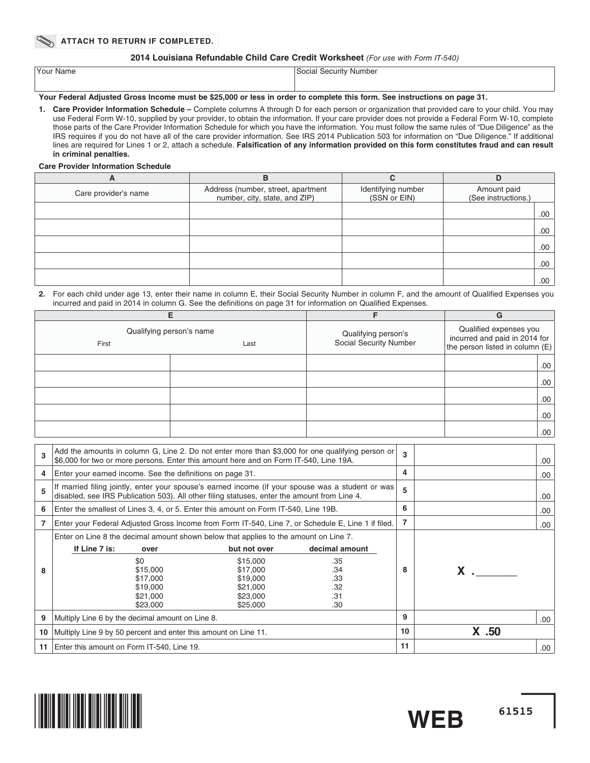ATTACH TO RETURN IF COMPLETED.

## 2014 Louisiana Refundable Child Care Credit Worksheet *(For use with Form IT-540)*

| Your Name | Social Security Number |
|---|---|
| | |

**Your Federal Adjusted Gross Income must be $25,000 or less in order to complete this form. See instructions on page 31.**

1. **Care Provider Information Schedule –** Complete columns A through D for each person or organization that provided care to your child. You may use Federal Form W-10, supplied by your provider, to obtain the information. If your care provider does not provide a Federal Form W-10, complete those parts of the Care Provider Information Schedule for which you have the information. You must follow the same rules of "Due Diligence" as the IRS requires if you do not have all of the care provider information. See IRS 2014 Publication 503 for information on "Due Diligence." If additional lines are required for Lines 1 or 2, attach a schedule. **Falsification of any information provided on this form constitutes fraud and can result in criminal penalties.**

**Care Provider Information Schedule**

| A | B | C | D |
|---|---|---|---|
| Care provider's name | Address (number, street, apartment number, city, state, and ZIP) | Identifying number (SSN or EIN) | Amount paid (See instructions.) |
| | | | .00 |
| | | | .00 |
| | | | .00 |
| | | | .00 |
| | | | .00 |

2. For each child under age 13, enter their name in column E, their Social Security Number in column F, and the amount of Qualified Expenses you incurred and paid in 2014 in column G. See the definitions on page 31 for information on Qualified Expenses.

| E | | F | G |
|---|---|---|---|
| Qualifying person's name | | Qualifying person's Social Security Number | Qualified expenses you incurred and paid in 2014 for the person listed in column (E) |
| First | Last | | |
| | | | .00 |
| | | | .00 |
| | | | .00 |
| | | | .00 |
| | | | .00 |

| | | | |
|---|---|---|---|
| 3 | Add the amounts in column G, Line 2. Do not enter more than $3,000 for one qualifying person or $6,000 for two or more persons. Enter this amount here and on Form IT-540, Line 19A. | 3 | .00 |
| 4 | Enter your earned income. See the definitions on page 31. | 4 | .00 |
| 5 | If married filing jointly, enter your spouse's earned income (if your spouse was a student or was disabled, see IRS Publication 503). All other filing statuses, enter the amount from Line 4. | 5 | .00 |
| 6 | Enter the smallest of Lines 3, 4, or 5. Enter this amount on Form IT-540, Line 19B. | 6 | .00 |
| 7 | Enter your Federal Adjusted Gross Income from Form IT-540, Line 7, or Schedule E, Line 1 if filed. | 7 | .00 |
| 8 | Enter on Line 8 the decimal amount shown below that applies to the amount on Line 7. (see table below) | 8 | X .______ |
| 9 | Multiply Line 6 by the decimal amount on Line 8. | 9 | .00 |
| 10 | Multiply Line 9 by 50 percent and enter this amount on Line 11. | 10 | X .50 |
| 11 | Enter this amount on Form IT-540, Line 19. | 11 | .00 |

| If Line 7 is: over | but not over | decimal amount |
|---|---|---|
| $0 | $15,000 | .35 |
| $15,000 | $17,000 | .34 |
| $17,000 | $19,000 | .33 |
| $19,000 | $21,000 | .32 |
| $21,000 | $23,000 | .31 |
| $23,000 | $25,000 | .30 |

WEB 61515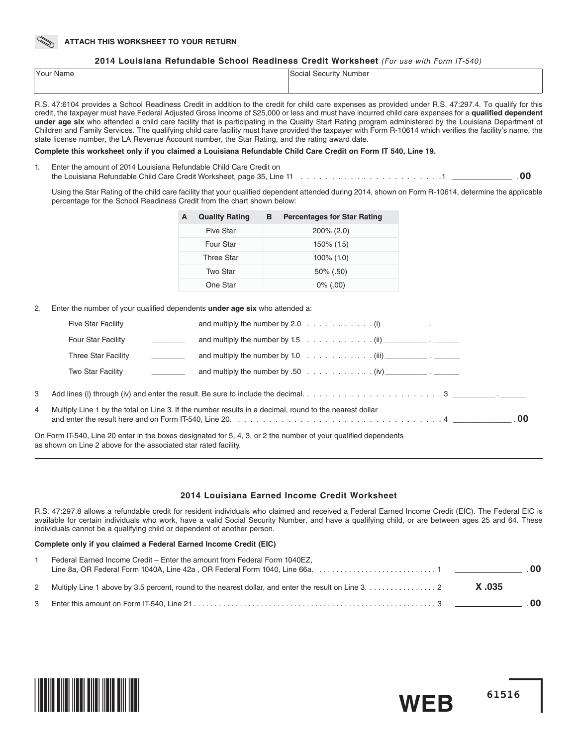**ATTACH THIS WORKSHEET TO YOUR RETURN**

## 2014 Louisiana Refundable School Readiness Credit Worksheet *(For use with Form IT-540)*

| Your Name | Social Security Number |
|---|---|
| | |

R.S. 47:6104 provides a School Readiness Credit in addition to the credit for child care expenses as provided under R.S. 47:297.4. To qualify for this credit, the taxpayer must have Federal Adjusted Gross Income of $25,000 or less and must have incurred child care expenses for a **qualified dependent under age six** who attended a child care facility that is participating in the Quality Start Rating program administered by the Louisiana Department of Children and Family Services. The qualifying child care facility must have provided the taxpayer with Form R-10614 which verifies the facility's name, the state license number, the LA Revenue Account number, the Star Rating, and the rating award date.

**Complete this worksheet only if you claimed a Louisiana Refundable Child Care Credit on Form IT 540, Line 19.**

1. Enter the amount of 2014 Louisiana Refundable Child Care Credit on the Louisiana Refundable Child Care Credit Worksheet, page 35, Line 11 . . . . . . . . . . . . . . . . . . . . . . . . 1 \_\_\_\_\_\_\_\_\_\_\_\_ .00

   Using the Star Rating of the child care facility that your qualified dependent attended during 2014, shown on Form R-10614, determine the applicable percentage for the School Readiness Credit from the chart shown below:

| A Quality Rating | B Percentages for Star Rating |
|---|---|
| Five Star | 200% (2.0) |
| Four Star | 150% (1.5) |
| Three Star | 100% (1.0) |
| Two Star | 50% (.50) |
| One Star | 0% (.00) |

2. Enter the number of your qualified dependents **under age six** who attended a:

   Five Star Facility \_\_\_\_\_\_\_\_ and multiply the number by 2.0 . . . . . . . . . . . (i) \_\_\_\_\_\_\_\_\_\_ . \_\_\_\_\_\_

   Four Star Facility \_\_\_\_\_\_\_\_ and multiply the number by 1.5 . . . . . . . . . . . (ii) \_\_\_\_\_\_\_\_\_\_ . \_\_\_\_\_\_

   Three Star Facility \_\_\_\_\_\_\_\_ and multiply the number by 1.0 . . . . . . . . . . . (iii) \_\_\_\_\_\_\_\_\_\_ . \_\_\_\_\_\_

   Two Star Facility \_\_\_\_\_\_\_\_ and multiply the number by .50 . . . . . . . . . . . (iv) \_\_\_\_\_\_\_\_\_\_ . \_\_\_\_\_\_

3. Add lines (i) through (iv) and enter the result. Be sure to include the decimal. . . . . . . . . . . . . . . . . . . . . . . . 3 \_\_\_\_\_\_\_\_\_\_ . \_\_\_\_\_\_

4. Multiply Line 1 by the total on Line 3. If the number results in a decimal, round to the nearest dollar and enter the result here and on Form IT-540, Line 20. . . . . . . . . . . . . . . . . . . . . . . . . . . . . . . . . . . . 4 \_\_\_\_\_\_\_\_\_\_\_\_ .00

On Form IT-540, Line 20 enter in the boxes designated for 5, 4, 3, or 2 the number of your qualified dependents as shown on Line 2 above for the associated star rated facility.

## 2014 Louisiana Earned Income Credit Worksheet

R.S. 47:297.8 allows a refundable credit for resident individuals who claimed and received a Federal Earned Income Credit (EIC). The Federal EIC is available for certain individuals who work, have a valid Social Security Number, and have a qualifying child, or are between ages 25 and 64. These individuals cannot be a qualifying child or dependent of another person.

**Complete only if you claimed a Federal Earned Income Credit (EIC)**

1. Federal Earned Income Credit – Enter the amount from Federal Form 1040EZ, Line 8a, OR Federal Form 1040A, Line 42a , OR Federal Form 1040, Line 66a. . . . . . . . . . . . . . . . . . . . . . . . . . . . 1 \_\_\_\_\_\_\_\_\_\_\_\_ .00
2. Multiply Line 1 above by 3.5 percent, round to the nearest dollar, and enter the result on Line 3. . . . . . . . . . . . . . . . 2 **X .035**
3. Enter this amount on Form IT-540, Line 21 . . . . . . . . . . . . . . . . . . . . . . . . . . . . . . . . . . . . . . . . . . . . . . . . . . . . . . . 3 \_\_\_\_\_\_\_\_\_\_\_\_ .00

**WEB** 61516